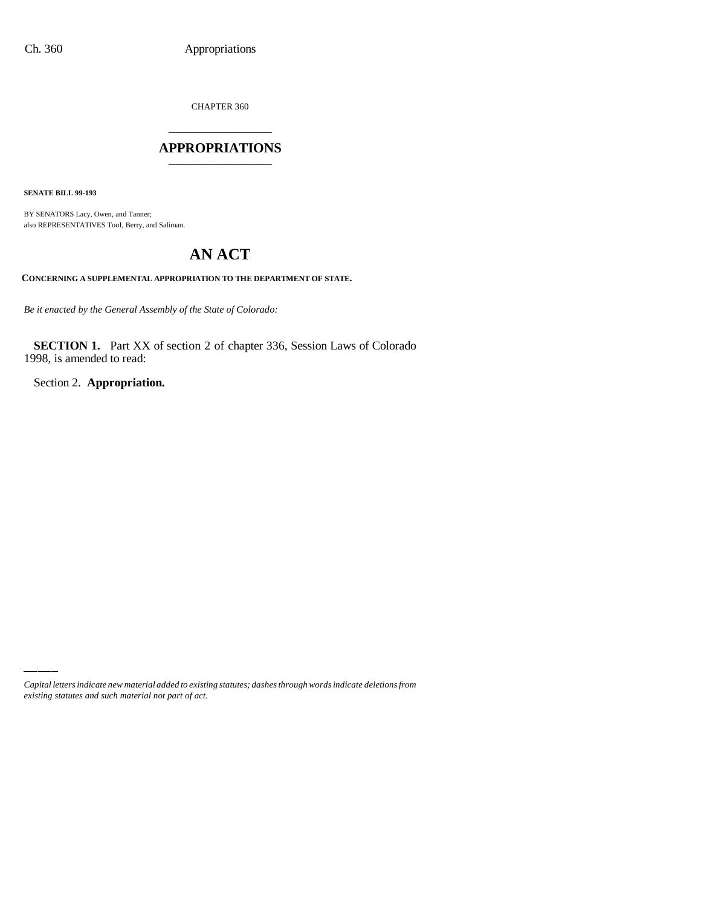CHAPTER 360

# APPROPRIATIONS

**SENATE BILL 99-193**

BY SENATORS Lacy, Owen, and Tanner;
also REPRESENTATIVES Tool, Berry, and Saliman.

# AN ACT

**CONCERNING A SUPPLEMENTAL APPROPRIATION TO THE DEPARTMENT OF STATE.**

*Be it enacted by the General Assembly of the State of Colorado:*

**SECTION 1.** Part XX of section 2 of chapter 336, Session Laws of Colorado 1998, is amended to read:

Section 2. **Appropriation.**

*Capital letters indicate new material added to existing statutes; dashes through words indicate deletions from existing statutes and such material not part of act.*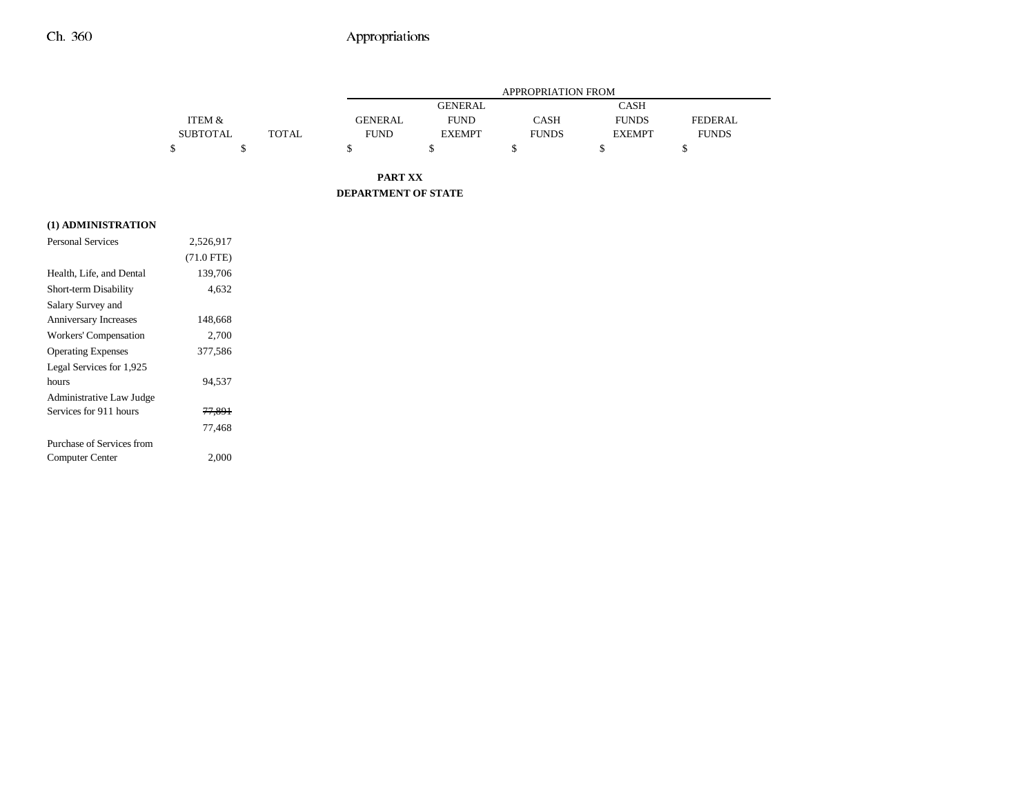| | ITEM & SUBTOTAL | TOTAL | APPROPRIATION FROM | | | | |
|---|---|---|---|---|---|---|---|
| | | | GENERAL FUND | GENERAL FUND EXEMPT | CASH FUNDS | CASH FUNDS EXEMPT | FEDERAL FUNDS |
| | $ | $ | $ | $ | $ | $ | $ |

**PART XX**

**DEPARTMENT OF STATE**

| | ITEM & SUBTOTAL | TOTAL | GENERAL FUND | GENERAL FUND EXEMPT | CASH FUNDS | CASH FUNDS EXEMPT | FEDERAL FUNDS |
|---|---|---|---|---|---|---|---|
| **(1) ADMINISTRATION** | | | | | | | |
| Personal Services | 2,526,917 | | | | | | |
| | (71.0 FTE) | | | | | | |
| Health, Life, and Dental | 139,706 | | | | | | |
| Short-term Disability | 4,632 | | | | | | |
| Salary Survey and Anniversary Increases | 148,668 | | | | | | |
| Workers' Compensation | 2,700 | | | | | | |
| Operating Expenses | 377,586 | | | | | | |
| Legal Services for 1,925 hours | 94,537 | | | | | | |
| Administrative Law Judge Services for 911 hours | ~~77,891~~ | | | | | | |
| | 77,468 | | | | | | |
| Purchase of Services from Computer Center | 2,000 | | | | | | |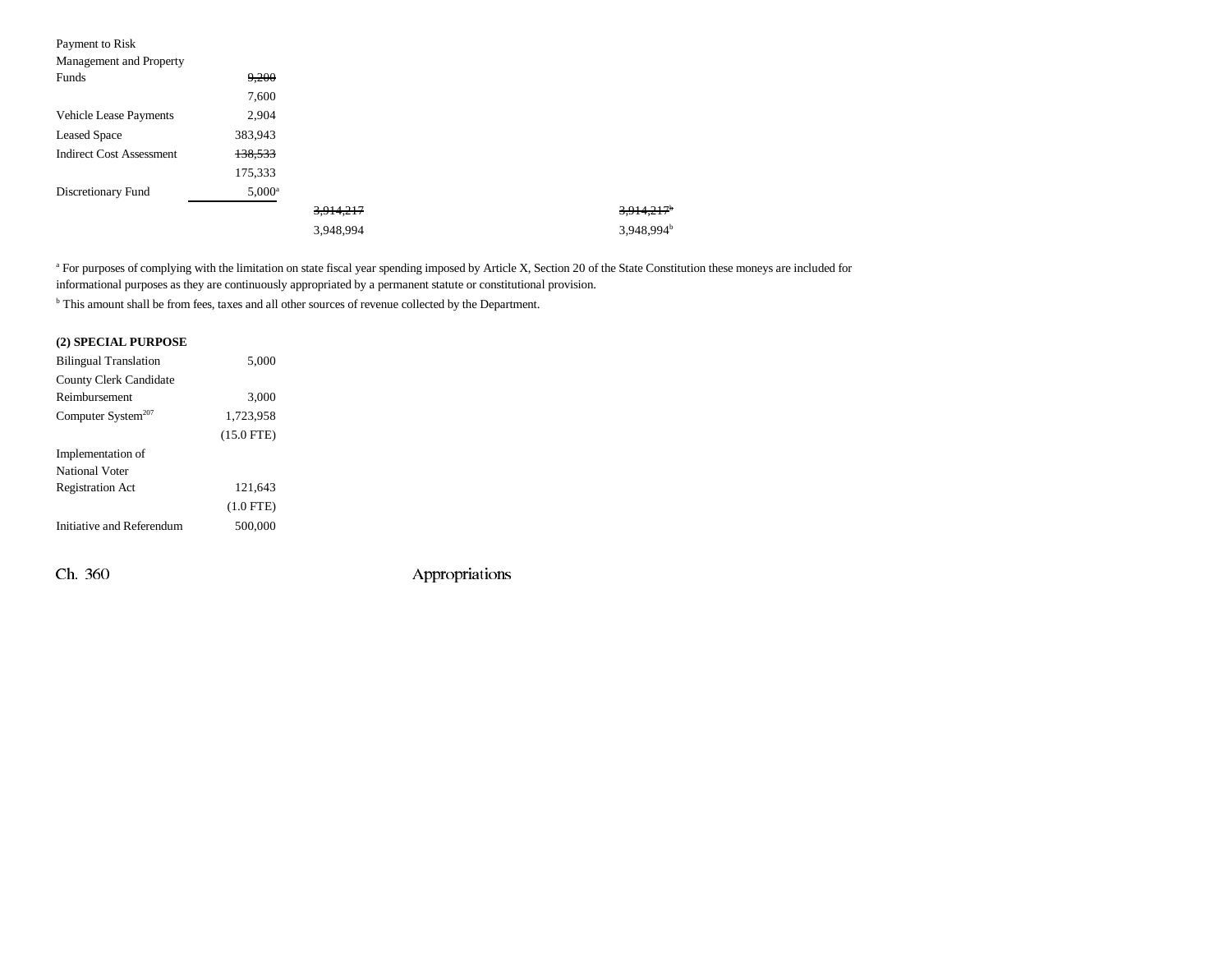| | | | |
|---|---|---|---|
| Payment to Risk Management and Property Funds | ~~9,200~~ | | |
| | 7,600 | | |
| Vehicle Lease Payments | 2,904 | | |
| Leased Space | 383,943 | | |
| Indirect Cost Assessment | ~~138,533~~ | | |
| | 175,333 | | |
| Discretionary Fund | 5,000[a] | | |
| | | ~~3,914,217~~ | ~~3,914,217[b]~~ |
| | | 3,948,994 | 3,948,994[b] |

[a] For purposes of complying with the limitation on state fiscal year spending imposed by Article X, Section 20 of the State Constitution these moneys are included for informational purposes as they are continuously appropriated by a permanent statute or constitutional provision.

[b] This amount shall be from fees, taxes and all other sources of revenue collected by the Department.

**(2) SPECIAL PURPOSE**

| | |
|---|---|
| Bilingual Translation | 5,000 |
| County Clerk Candidate Reimbursement | 3,000 |
| Computer System[207] | 1,723,958 |
| | (15.0 FTE) |
| Implementation of National Voter Registration Act | 121,643 |
| | (1.0 FTE) |
| Initiative and Referendum | 500,000 |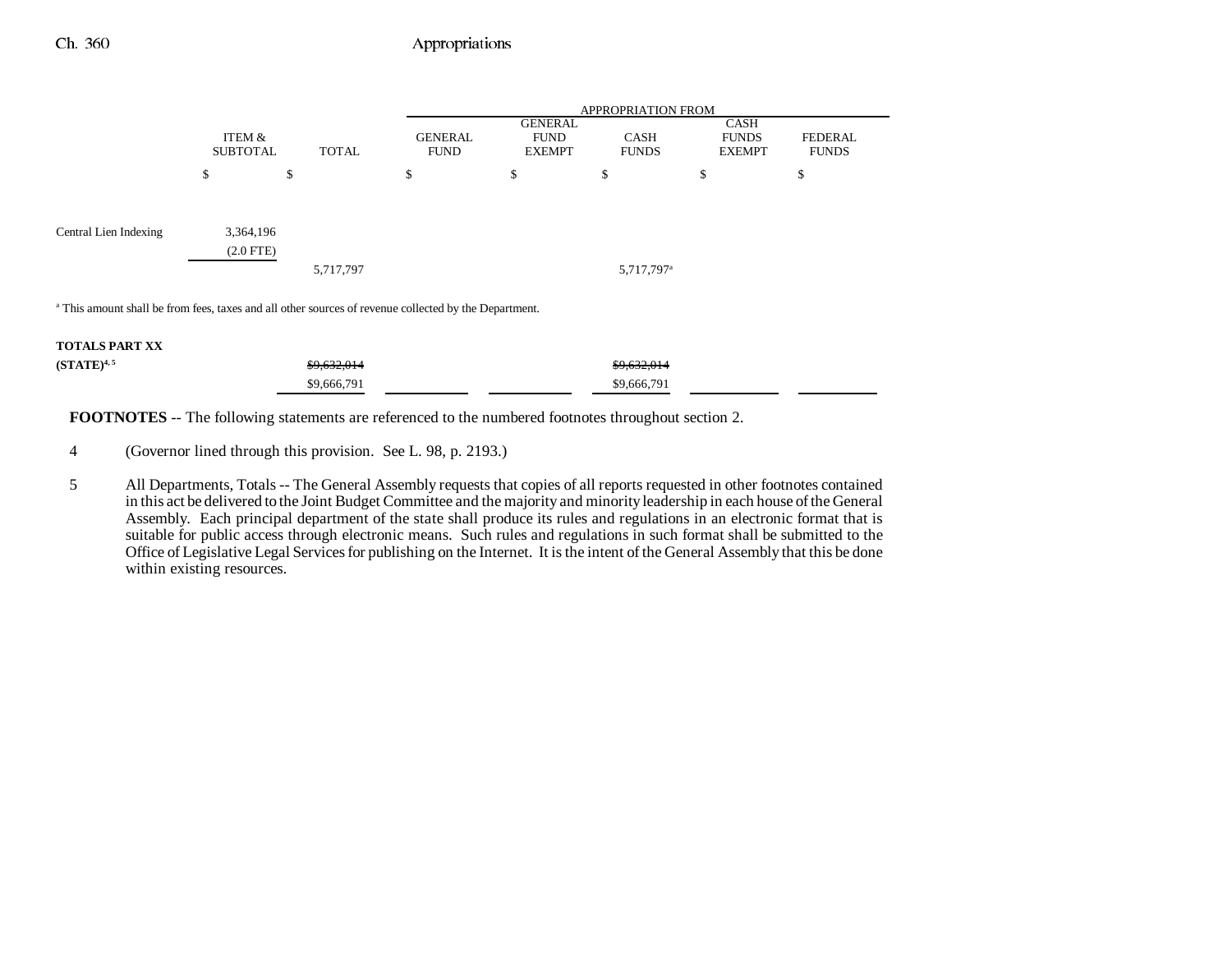| | ITEM & SUBTOTAL | TOTAL | GENERAL FUND | GENERAL FUND EXEMPT | CASH FUNDS | CASH FUNDS EXEMPT | FEDERAL FUNDS |
|---|---|---|---|---|---|---|---|
| | | | APPROPRIATION FROM | | | | |
| | $ | $ | $ | $ | $ | $ | $ |
| Central Lien Indexing | 3,364,196 | | | | | | |
| | (2.0 FTE) | | | | | | |
| | | 5,717,797 | | | 5,717,797[a] | | |

[a] This amount shall be from fees, taxes and all other sources of revenue collected by the Department.

| | ITEM & SUBTOTAL | TOTAL | GENERAL FUND | GENERAL FUND EXEMPT | CASH FUNDS | CASH FUNDS EXEMPT | FEDERAL FUNDS |
|---|---|---|---|---|---|---|---|
| **TOTALS PART XX** | | | | | | | |
| **(STATE)**[4, 5] | | ~~$9,632,014~~ | | | ~~$9,632,014~~ | | |
| | | $9,666,791 | | | $9,666,791 | | |

**FOOTNOTES** -- The following statements are referenced to the numbered footnotes throughout section 2.

4 (Governor lined through this provision. See L. 98, p. 2193.)

5 All Departments, Totals -- The General Assembly requests that copies of all reports requested in other footnotes contained in this act be delivered to the Joint Budget Committee and the majority and minority leadership in each house of the General Assembly. Each principal department of the state shall produce its rules and regulations in an electronic format that is suitable for public access through electronic means. Such rules and regulations in such format shall be submitted to the Office of Legislative Legal Services for publishing on the Internet. It is the intent of the General Assembly that this be done within existing resources.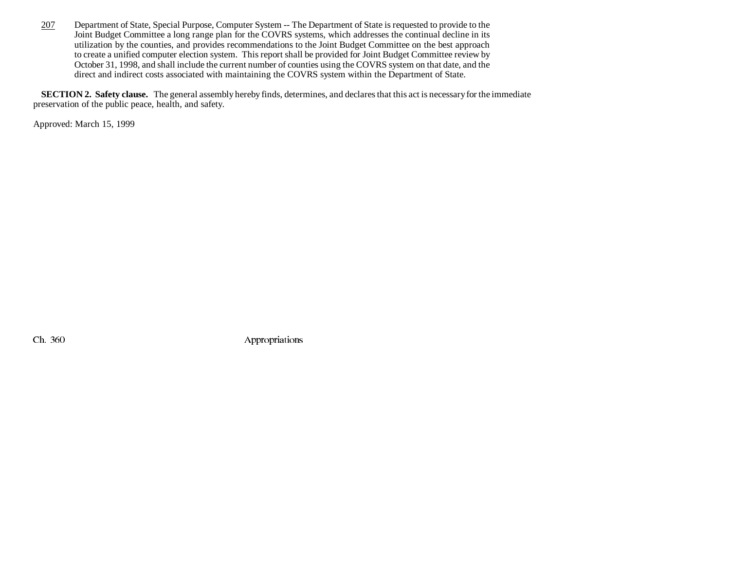207 Department of State, Special Purpose, Computer System -- The Department of State is requested to provide to the Joint Budget Committee a long range plan for the COVRS systems, which addresses the continual decline in its utilization by the counties, and provides recommendations to the Joint Budget Committee on the best approach to create a unified computer election system. This report shall be provided for Joint Budget Committee review by October 31, 1998, and shall include the current number of counties using the COVRS system on that date, and the direct and indirect costs associated with maintaining the COVRS system within the Department of State.

**SECTION 2. Safety clause.** The general assembly hereby finds, determines, and declares that this act is necessary for the immediate preservation of the public peace, health, and safety.

Approved: March 15, 1999